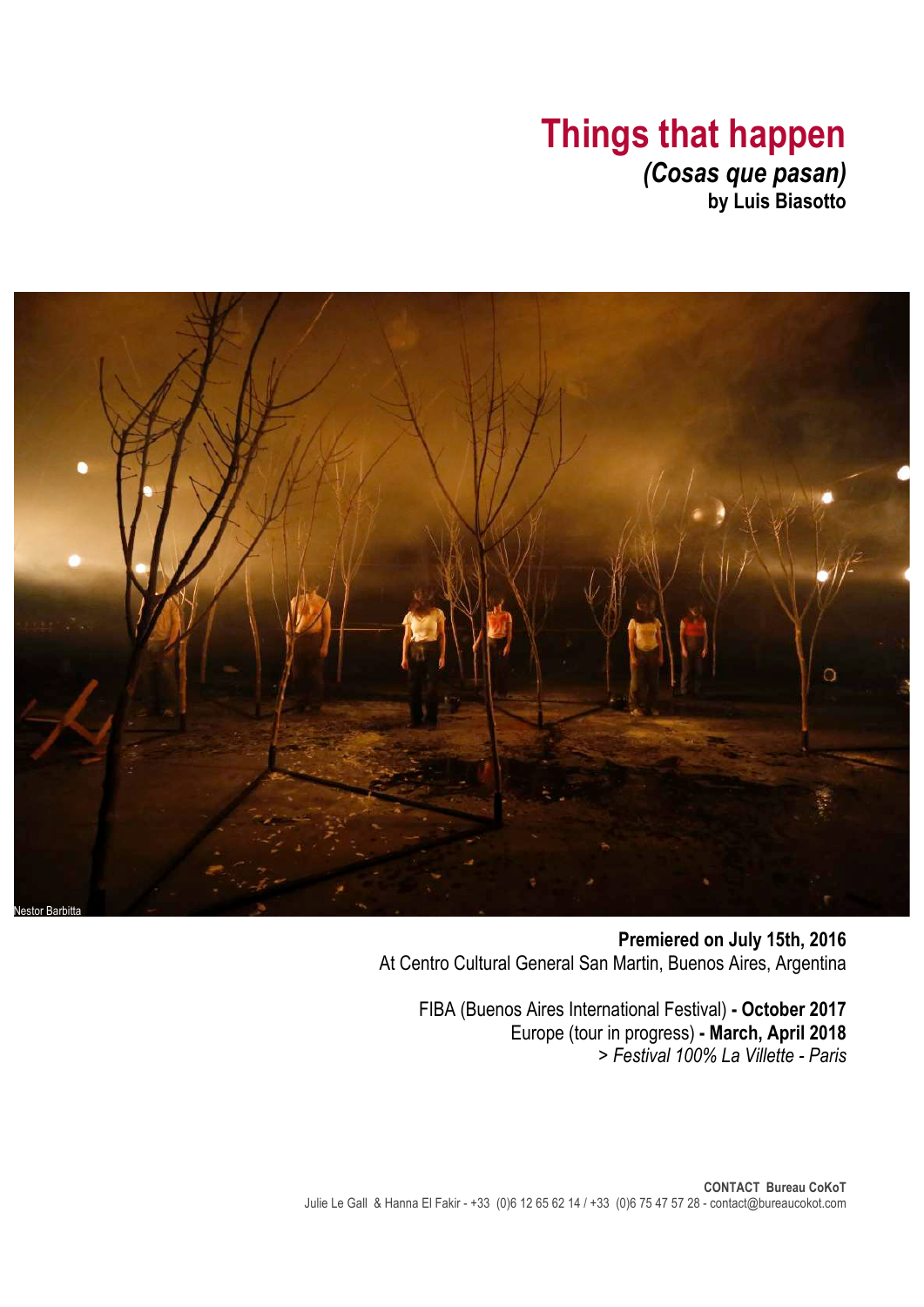# Things that happen

### *(Cosas que pasan)*

**by Luis Biasotto**

Nestor Barbitta

**Premiered on July 15th, 2016**
At Centro Cultural General San Martin, Buenos Aires, Argentina

FIBA (Buenos Aires International Festival) **- October 2017**
Europe (tour in progress) **- March, April 2018**
*> Festival 100% La Villette - Paris*

**CONTACT Bureau CoKoT**
Julie Le Gall & Hanna El Fakir - +33 (0)6 12 65 62 14 / +33 (0)6 75 47 57 28 - contact@bureaucokot.com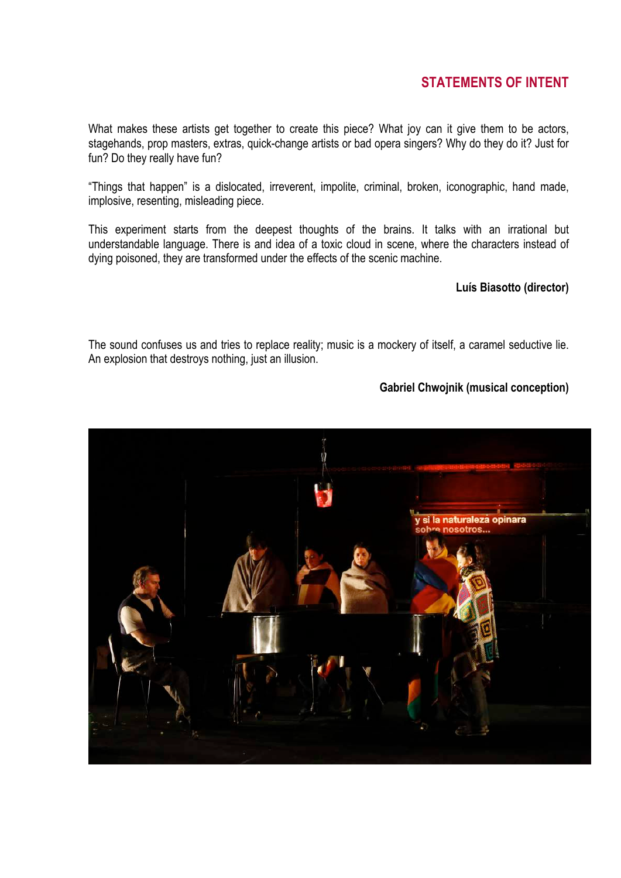## STATEMENTS OF INTENT

What makes these artists get together to create this piece? What joy can it give them to be actors, stagehands, prop masters, extras, quick-change artists or bad opera singers? Why do they do it? Just for fun? Do they really have fun?

"Things that happen" is a dislocated, irreverent, impolite, criminal, broken, iconographic, hand made, implosive, resenting, misleading piece.

This experiment starts from the deepest thoughts of the brains. It talks with an irrational but understandable language. There is and idea of a toxic cloud in scene, where the characters instead of dying poisoned, they are transformed under the effects of the scenic machine.

**Luís Biasotto (director)**

The sound confuses us and tries to replace reality; music is a mockery of itself, a caramel seductive lie. An explosion that destroys nothing, just an illusion.

**Gabriel Chwojnik (musical conception)**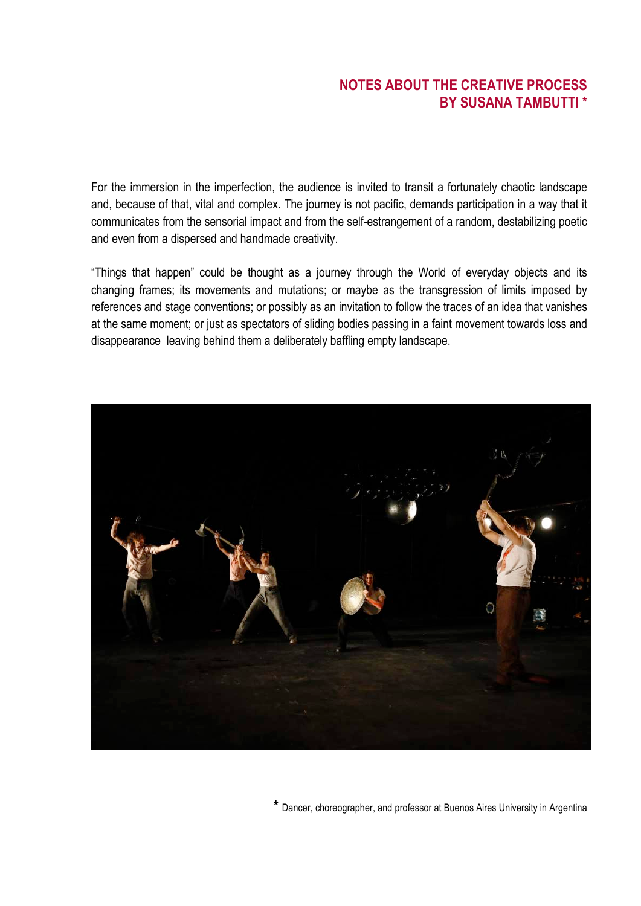## NOTES ABOUT THE CREATIVE PROCESS BY SUSANA TAMBUTTI *

For the immersion in the imperfection, the audience is invited to transit a fortunately chaotic landscape and, because of that, vital and complex. The journey is not pacific, demands participation in a way that it communicates from the sensorial impact and from the self-estrangement of a random, destabilizing poetic and even from a dispersed and handmade creativity.

"Things that happen" could be thought as a journey through the World of everyday objects and its changing frames; its movements and mutations; or maybe as the transgression of limits imposed by references and stage conventions; or possibly as an invitation to follow the traces of an idea that vanishes at the same moment; or just as spectators of sliding bodies passing in a faint movement towards loss and disappearance leaving behind them a deliberately baffling empty landscape.

* Dancer, choreographer, and professor at Buenos Aires University in Argentina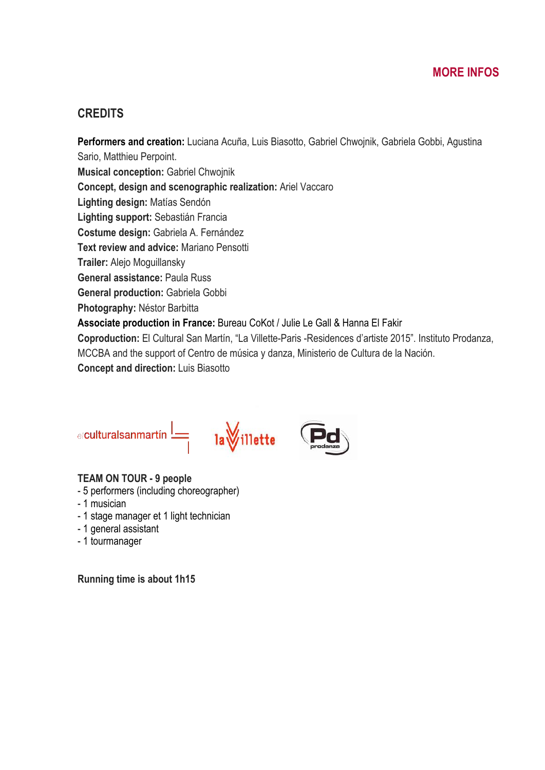MORE INFOS

## CREDITS

**Performers and creation:** Luciana Acuña, Luis Biasotto, Gabriel Chwojnik, Gabriela Gobbi, Agustina Sario, Matthieu Perpoint.
**Musical conception:** Gabriel Chwojnik
**Concept, design and scenographic realization:** Ariel Vaccaro
**Lighting design:** Matías Sendón
**Lighting support:** Sebastián Francia
**Costume design:** Gabriela A. Fernández
**Text review and advice:** Mariano Pensotti
**Trailer:** Alejo Moguillansky
**General assistance:** Paula Russ
**General production:** Gabriela Gobbi
**Photography:** Néstor Barbitta
**Associate production in France:** Bureau CoKot / Julie Le Gall & Hanna El Fakir
**Coproduction:** El Cultural San Martín, "La Villette-Paris -Residences d'artiste 2015". Instituto Prodanza, MCCBA and the support of Centro de música y danza, Ministerio de Cultura de la Nación.
**Concept and direction:** Luis Biasotto

**TEAM ON TOUR - 9 people**
- 5 performers (including choreographer)
- 1 musician
- 1 stage manager et 1 light technician
- 1 general assistant
- 1 tourmanager

**Running time is about 1h15**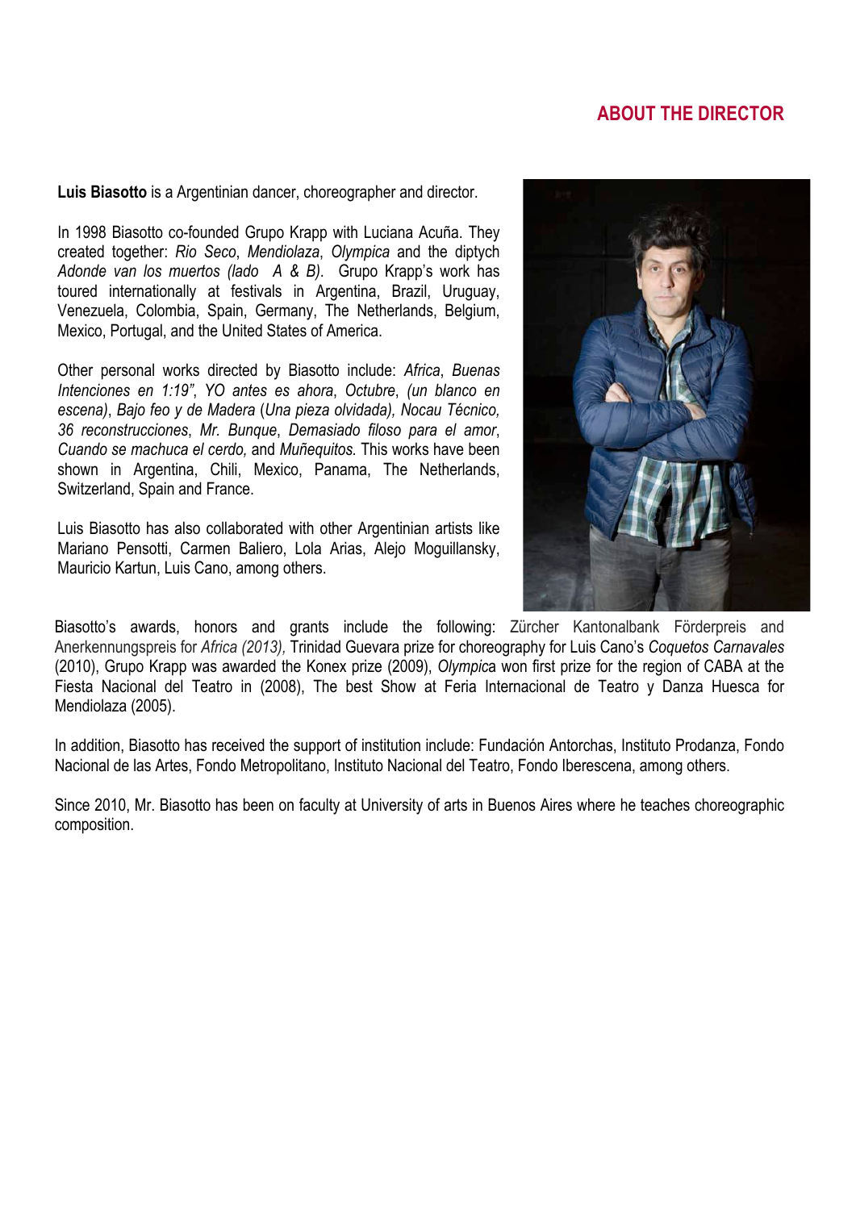## ABOUT THE DIRECTOR

**Luis Biasotto** is a Argentinian dancer, choreographer and director.

In 1998 Biasotto co-founded Grupo Krapp with Luciana Acuña. They created together: *Rio Seco*, *Mendiolaza*, *Olympica* and the diptych *Adonde van los muertos (lado A & B).* Grupo Krapp's work has toured internationally at festivals in Argentina, Brazil, Uruguay, Venezuela, Colombia, Spain, Germany, The Netherlands, Belgium, Mexico, Portugal, and the United States of America.

Other personal works directed by Biasotto include: *Africa*, *Buenas Intenciones en 1:19"*, *YO antes es ahora*, *Octubre*, *(un blanco en escena)*, *Bajo feo y de Madera* (*Una pieza olvidada), Nocau Técnico, 36 reconstrucciones*, *Mr. Bunque*, *Demasiado filoso para el amor*, *Cuando se machuca el cerdo,* and *Muñequitos.* This works have been shown in Argentina, Chili, Mexico, Panama, The Netherlands, Switzerland, Spain and France.

Luis Biasotto has also collaborated with other Argentinian artists like Mariano Pensotti, Carmen Baliero, Lola Arias, Alejo Moguillansky, Mauricio Kartun, Luis Cano, among others.

Biasotto's awards, honors and grants include the following: Zürcher Kantonalbank Förderpreis and Anerkennungspreis for *Africa (2013),* Trinidad Guevara prize for choreography for Luis Cano's *Coquetos Carnavales* (2010), Grupo Krapp was awarded the Konex prize (2009), *Olympic*a won first prize for the region of CABA at the Fiesta Nacional del Teatro in (2008), The best Show at Feria Internacional de Teatro y Danza Huesca for Mendiolaza (2005).

In addition, Biasotto has received the support of institution include: Fundación Antorchas, Instituto Prodanza, Fondo Nacional de las Artes, Fondo Metropolitano, Instituto Nacional del Teatro, Fondo Iberescena, among others.

Since 2010, Mr. Biasotto has been on faculty at University of arts in Buenos Aires where he teaches choreographic composition.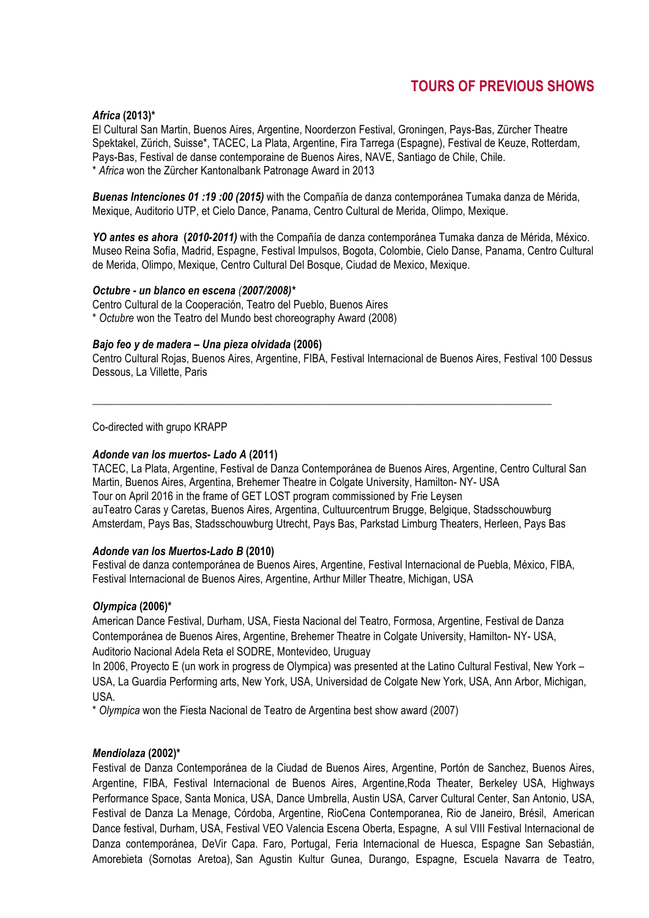## TOURS OF PREVIOUS SHOWS

***Africa*** **(2013)\***
El Cultural San Martin, Buenos Aires, Argentine, Noorderzon Festival, Groningen, Pays-Bas, Zürcher Theatre Spektakel, Zürich, Suisse*, TACEC, La Plata, Argentine, Fira Tarrega (Espagne), Festival de Keuze, Rotterdam, Pays-Bas, Festival de danse contemporaine de Buenos Aires, NAVE, Santiago de Chile, Chile.
\* *Africa* won the Zürcher Kantonalbank Patronage Award in 2013

***Buenas Intenciones 01 :19 :00 (2015)*** with the Compañía de danza contemporánea Tumaka danza de Mérida, Mexique, Auditorio UTP, et Cielo Dance, Panama, Centro Cultural de Merida, Olimpo, Mexique.

***YO antes es ahora*** **(*2010-2011)*** with the Compañía de danza contemporánea Tumaka danza de Mérida, México. Museo Reina Sofía, Madrid, Espagne, Festival Impulsos, Bogota, Colombie, Cielo Danse, Panama, Centro Cultural de Merida, Olimpo, Mexique, Centro Cultural Del Bosque, Ciudad de Mexico, Mexique.

***Octubre - un blanco en escena (2007/2008)\****
Centro Cultural de la Cooperación, Teatro del Pueblo, Buenos Aires
\* *Octubre* won the Teatro del Mundo best choreography Award (2008)

***Bajo feo y de madera – Una pieza olvidada*** **(2006)**
Centro Cultural Rojas, Buenos Aires, Argentine, FIBA, Festival Internacional de Buenos Aires, Festival 100 Dessus Dessous, La Villette, Paris

---

Co-directed with grupo KRAPP

***Adonde van los muertos- Lado A*** **(2011)**
TACEC, La Plata, Argentine, Festival de Danza Contemporánea de Buenos Aires, Argentine, Centro Cultural San Martin, Buenos Aires, Argentina, Brehemer Theatre in Colgate University, Hamilton- NY- USA
Tour on April 2016 in the frame of GET LOST program commissioned by Frie Leysen
auTeatro Caras y Caretas, Buenos Aires, Argentina, Cultuurcentrum Brugge, Belgique, Stadsschouwburg Amsterdam, Pays Bas, Stadsschouwburg Utrecht, Pays Bas, Parkstad Limburg Theaters, Herleen, Pays Bas

***Adonde van los Muertos-Lado B*** **(2010)**
Festival de danza contemporánea de Buenos Aires, Argentine, Festival Internacional de Puebla, México, FIBA, Festival Internacional de Buenos Aires, Argentine, Arthur Miller Theatre, Michigan, USA

***Olympica*** **(2006)\***
American Dance Festival, Durham, USA, Fiesta Nacional del Teatro, Formosa, Argentine, Festival de Danza Contemporánea de Buenos Aires, Argentine, Brehemer Theatre in Colgate University, Hamilton- NY- USA, Auditorio Nacional Adela Reta el SODRE, Montevideo, Uruguay
In 2006, Proyecto E (un work in progress de Olympica) was presented at the Latino Cultural Festival, New York – USA, La Guardia Performing arts, New York, USA, Universidad de Colgate New York, USA, Ann Arbor, Michigan, USA.
\* *Olympica* won the Fiesta Nacional de Teatro de Argentina best show award (2007)

***Mendiolaza*** **(2002)\***
Festival de Danza Contemporánea de la Ciudad de Buenos Aires, Argentine, Portón de Sanchez, Buenos Aires, Argentine, FIBA, Festival Internacional de Buenos Aires, Argentine,Roda Theater, Berkeley USA, Highways Performance Space, Santa Monica, USA, Dance Umbrella, Austin USA, Carver Cultural Center, San Antonio, USA, Festival de Danza La Menage, Córdoba, Argentine, RioCena Contemporanea, Rio de Janeiro, Brésil, American Dance festival, Durham, USA, Festival VEO Valencia Escena Oberta, Espagne, A sul VIII Festival Internacional de Danza contemporánea, DeVir Capa. Faro, Portugal, Feria Internacional de Huesca, Espagne San Sebastián, Amorebieta (Sornotas Aretoa), San Agustin Kultur Gunea, Durango, Espagne, Escuela Navarra de Teatro,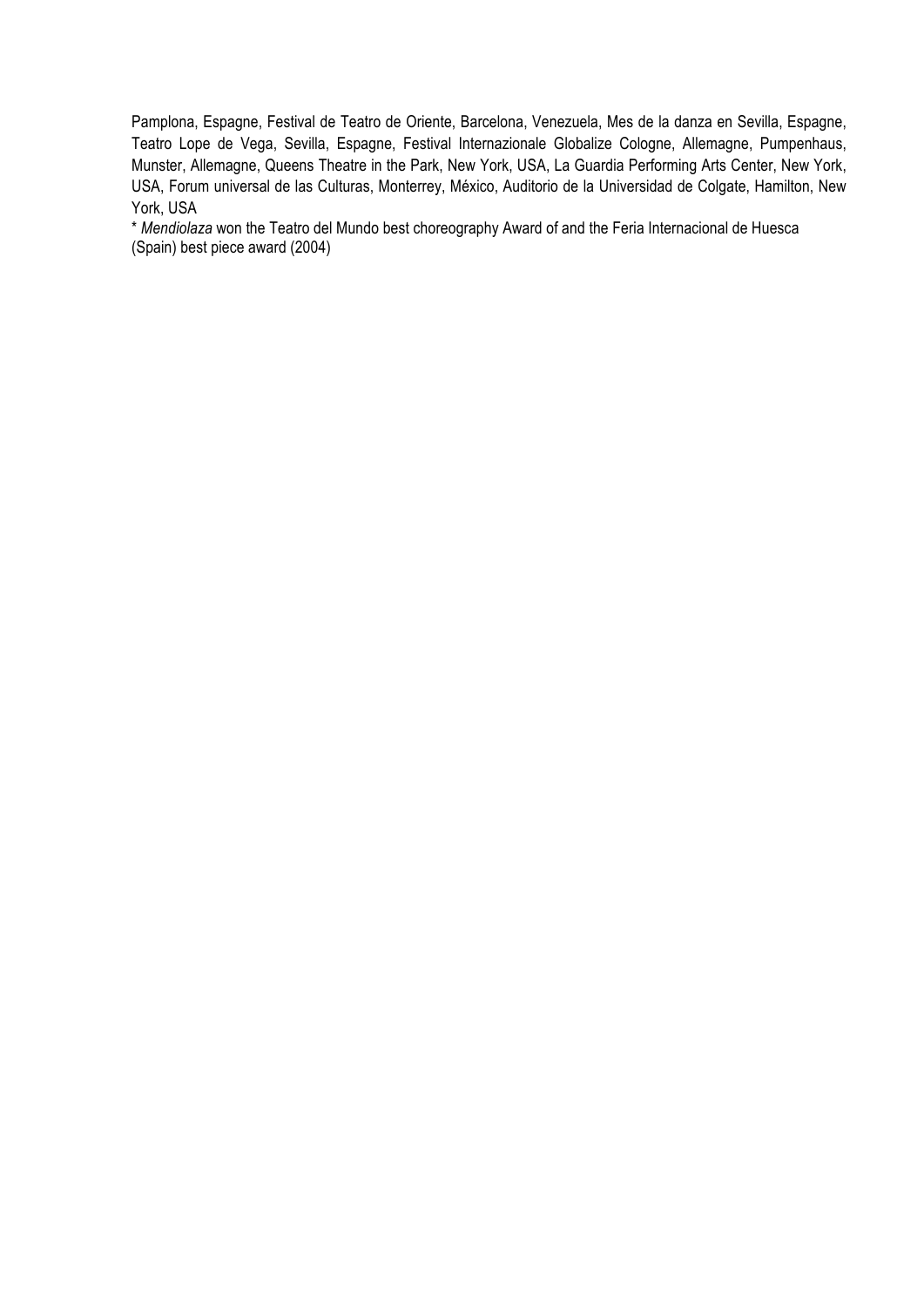Pamplona, Espagne, Festival de Teatro de Oriente, Barcelona, Venezuela, Mes de la danza en Sevilla, Espagne, Teatro Lope de Vega, Sevilla, Espagne, Festival Internazionale Globalize Cologne, Allemagne, Pumpenhaus, Munster, Allemagne, Queens Theatre in the Park, New York, USA, La Guardia Performing Arts Center, New York, USA, Forum universal de las Culturas, Monterrey, México, Auditorio de la Universidad de Colgate, Hamilton, New York, USA

* *Mendiolaza* won the Teatro del Mundo best choreography Award of and the Feria Internacional de Huesca (Spain) best piece award (2004)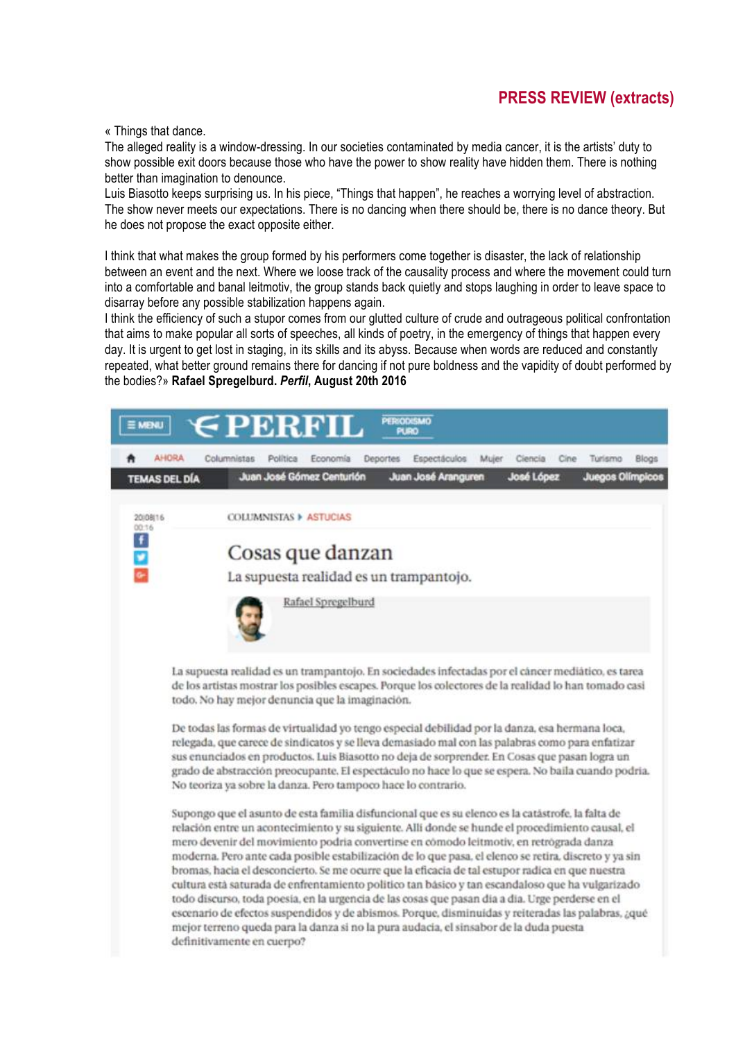## PRESS REVIEW (extracts)

« Things that dance.
The alleged reality is a window-dressing. In our societies contaminated by media cancer, it is the artists' duty to show possible exit doors because those who have the power to show reality have hidden them. There is nothing better than imagination to denounce.
Luis Biasotto keeps surprising us. In his piece, "Things that happen", he reaches a worrying level of abstraction. The show never meets our expectations. There is no dancing when there should be, there is no dance theory. But he does not propose the exact opposite either.

I think that what makes the group formed by his performers come together is disaster, the lack of relationship between an event and the next. Where we loose track of the causality process and where the movement could turn into a comfortable and banal leitmotiv, the group stands back quietly and stops laughing in order to leave space to disarray before any possible stabilization happens again.
I think the efficiency of such a stupor comes from our glutted culture of crude and outrageous political confrontation that aims to make popular all sorts of speeches, all kinds of poetry, in the emergency of things that happen every day. It is urgent to get lost in staging, in its skills and its abyss. Because when words are reduced and constantly repeated, what better ground remains there for dancing if not pure boldness and the vapidity of doubt performed by the bodies?» **Rafael Spregelburd. *Perfil*, August 20th 2016**

≡ MENU PERFIL PERIODISMO PURO

AHORA Columnistas Política Economía Deportes Espectáculos Mujer Ciencia Cine Turismo Blogs

TEMAS DEL DÍA Juan José Gómez Centurión Juan José Aranguren José López Juegos Olímpicos

20|08|16
00:16

COLUMNISTAS ▸ ASTUCIAS

# Cosas que danzan

La supuesta realidad es un trampantojo.

Rafael Spregelburd

La supuesta realidad es un trampantojo. En sociedades infectadas por el cáncer mediático, es tarea de los artistas mostrar los posibles escapes. Porque los colectores de la realidad lo han tomado casi todo. No hay mejor denuncia que la imaginación.

De todas las formas de virtualidad yo tengo especial debilidad por la danza, esa hermana loca, relegada, que carece de sindicatos y se lleva demasiado mal con las palabras como para enfatizar sus enunciados en productos. Luis Biasotto no deja de sorprender. En Cosas que pasan logra un grado de abstracción preocupante. El espectáculo no hace lo que se espera. No baila cuando podría. No teoriza ya sobre la danza. Pero tampoco hace lo contrario.

Supongo que el asunto de esta familia disfuncional que es su elenco es la catástrofe, la falta de relación entre un acontecimiento y su siguiente. Allí donde se hunde el procedimiento causal, el mero devenir del movimiento podría convertirse en cómodo leitmotiv, en retrógrada danza moderna. Pero ante cada posible estabilización de lo que pasa, el elenco se retira, discreto y ya sin bromas, hacia el desconcierto. Se me ocurre que la eficacia de tal estupor radica en que nuestra cultura está saturada de enfrentamiento político tan básico y tan escandaloso que ha vulgarizado todo discurso, toda poesía, en la urgencia de las cosas que pasan día a día. Urge perderse en el escenario de efectos suspendidos y de abismos. Porque, disminuidas y reiteradas las palabras, ¿qué mejor terreno queda para la danza si no la pura audacia, el sinsabor de la duda puesta definitivamente en cuerpo?